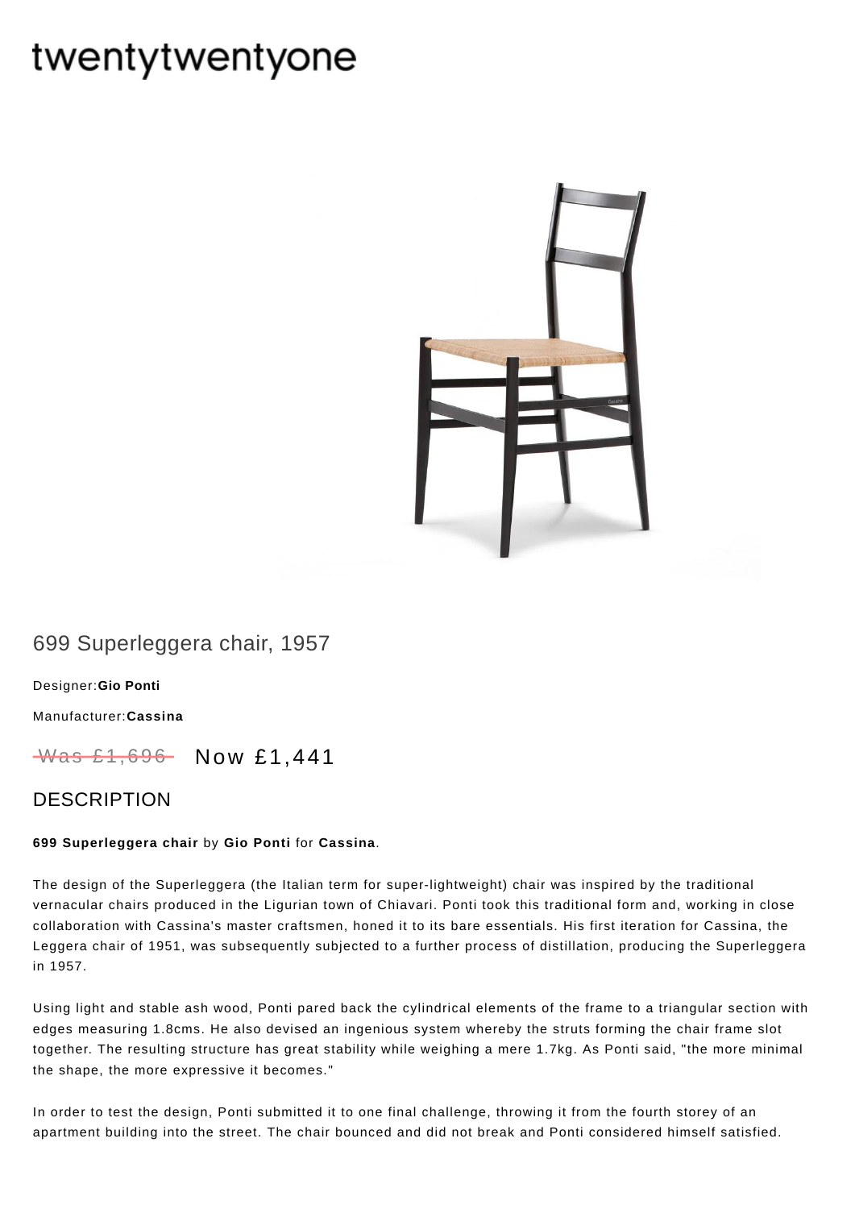# twentytwentyone

## 699 Superleggera chair, 1957

Designer:**GioPonti**

Manufacturer:**Cassina**

~~Was £1,696~~ Now £1,441

## DESCRIPTION

**699 Superleggera chair** by **Gio Ponti** for **Cassina**.

The design of the Superleggera (the Italian term for super-lightweight) chair was inspired by the traditional vernacular chairs produced in the Ligurian town of Chiavari. Ponti took this traditional form and, working in close collaboration with Cassina's master craftsmen, honed it to its bare essentials. His first iteration for Cassina, the Leggera chair of 1951, was subsequently subjected to a further process of distillation, producing the Superleggera in 1957.

Using light and stable ash wood, Ponti pared back the cylindrical elements of the frame to a triangular section with edges measuring 1.8cms. He also devised an ingenious system whereby the struts forming the chair frame slot together. The resulting structure has great stability while weighing a mere 1.7kg. As Ponti said, "the more minimal the shape, the more expressive it becomes."

In order to test the design, Ponti submitted it to one final challenge, throwing it from the fourth storey of an apartment building into the street. The chair bounced and did not break and Ponti considered himself satisfied.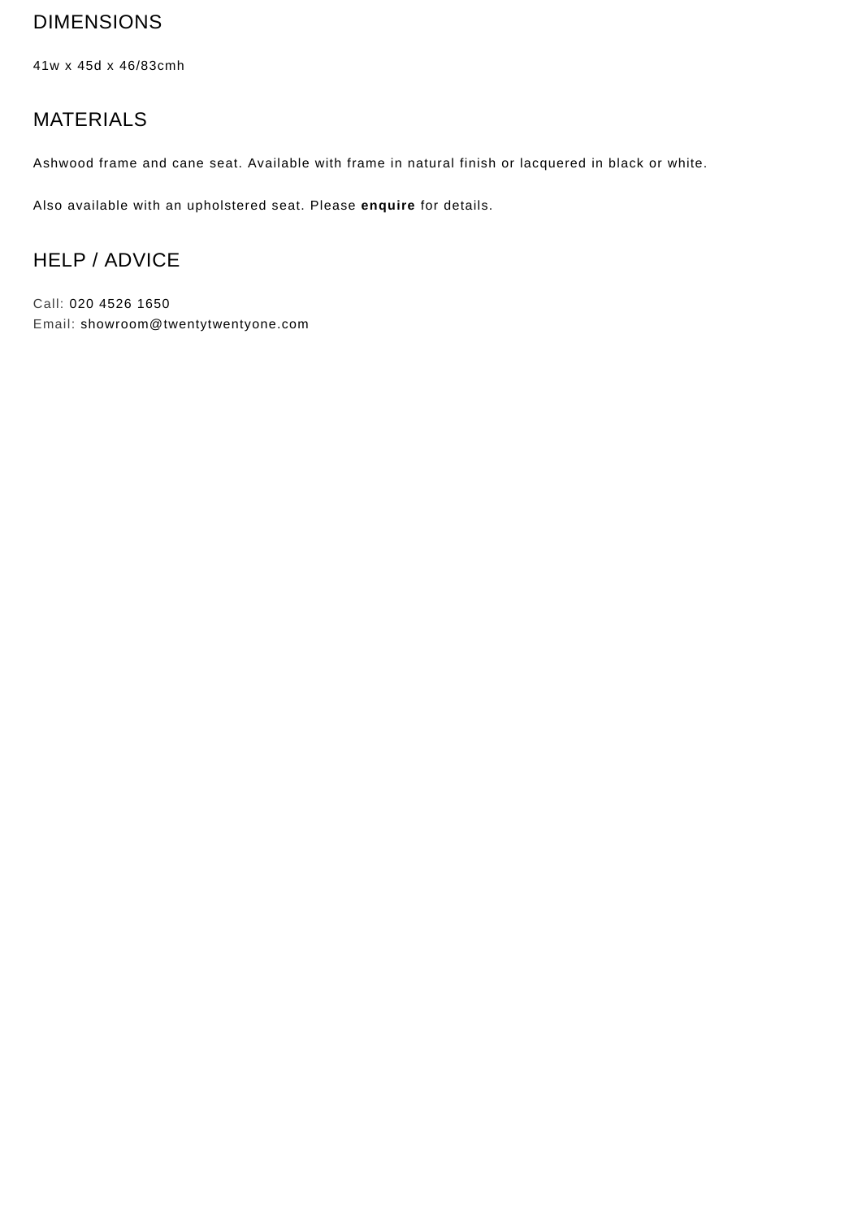## DIMENSIONS

41w x 45d x 46/83cmh

## MATERIALS

Ashwood frame and cane seat. Available with frame in natural finish or lacquered in black or white.

Also available with an upholstered seat. Please **enquire** for details.

## HELP / ADVICE

Call: 020 4526 1650
Email: showroom@twentytwentyone.com